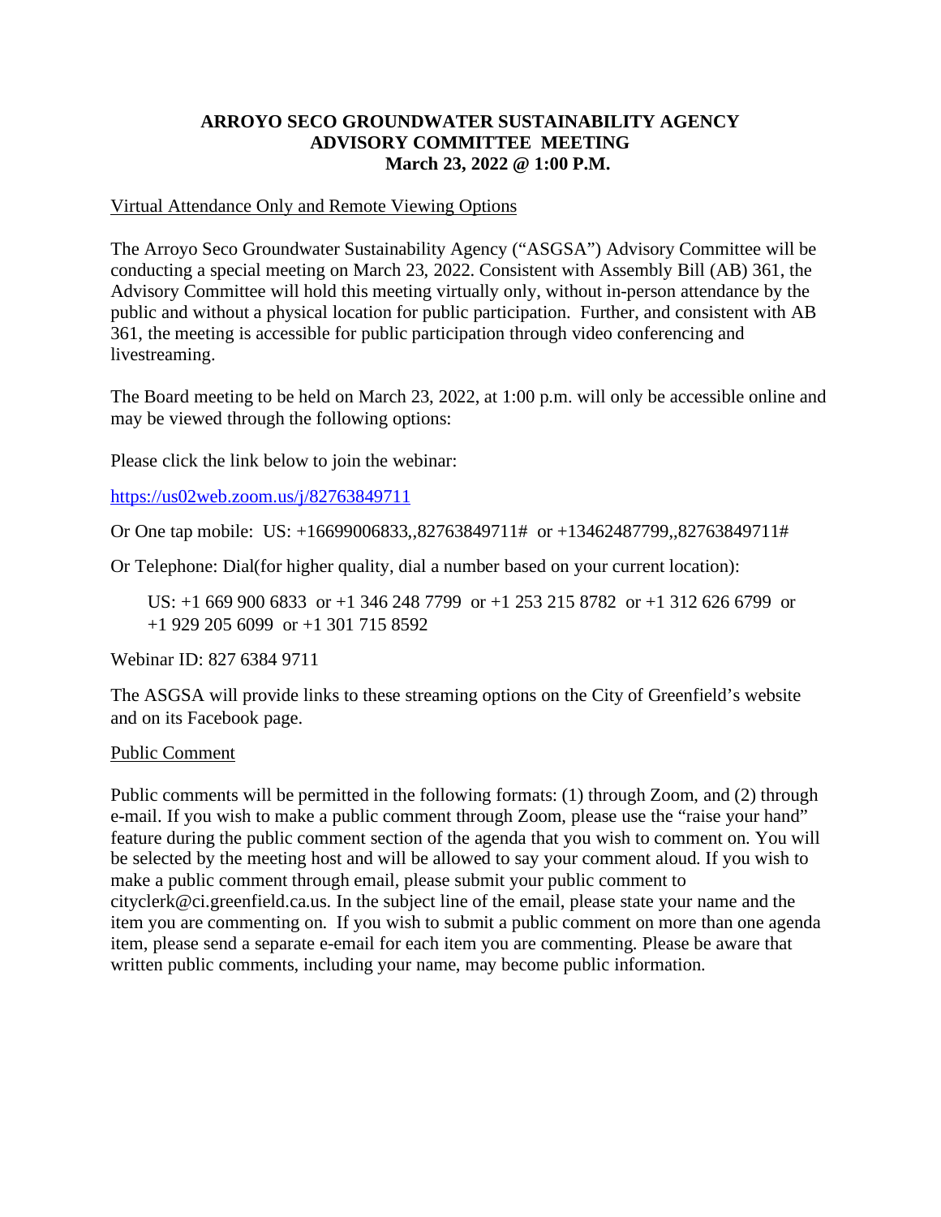# ARROYO SECO GROUNDWATER SUSTAINABILITY AGENCY
## ADVISORY COMMITTEE MEETING
### March 23, 2022 @ 1:00 P.M.

<u>Virtual Attendance Only and Remote Viewing Options</u>

The Arroyo Seco Groundwater Sustainability Agency ("ASGSA") Advisory Committee will be conducting a special meeting on March 23, 2022. Consistent with Assembly Bill (AB) 361, the Advisory Committee will hold this meeting virtually only, without in-person attendance by the public and without a physical location for public participation. Further, and consistent with AB 361, the meeting is accessible for public participation through video conferencing and livestreaming.

The Board meeting to be held on March 23, 2022, at 1:00 p.m. will only be accessible online and may be viewed through the following options:

Please click the link below to join the webinar:

https://us02web.zoom.us/j/82763849711

Or One tap mobile: US: +16699006833,,82763849711# or +13462487799,,82763849711#

Or Telephone: Dial(for higher quality, dial a number based on your current location):

US: +1 669 900 6833 or +1 346 248 7799 or +1 253 215 8782 or +1 312 626 6799 or +1 929 205 6099 or +1 301 715 8592

Webinar ID: 827 6384 9711

The ASGSA will provide links to these streaming options on the City of Greenfield's website and on its Facebook page.

<u>Public Comment</u>

Public comments will be permitted in the following formats: (1) through Zoom, and (2) through e-mail. If you wish to make a public comment through Zoom, please use the "raise your hand" feature during the public comment section of the agenda that you wish to comment on. You will be selected by the meeting host and will be allowed to say your comment aloud. If you wish to make a public comment through email, please submit your public comment to cityclerk@ci.greenfield.ca.us. In the subject line of the email, please state your name and the item you are commenting on. If you wish to submit a public comment on more than one agenda item, please send a separate e-email for each item you are commenting. Please be aware that written public comments, including your name, may become public information.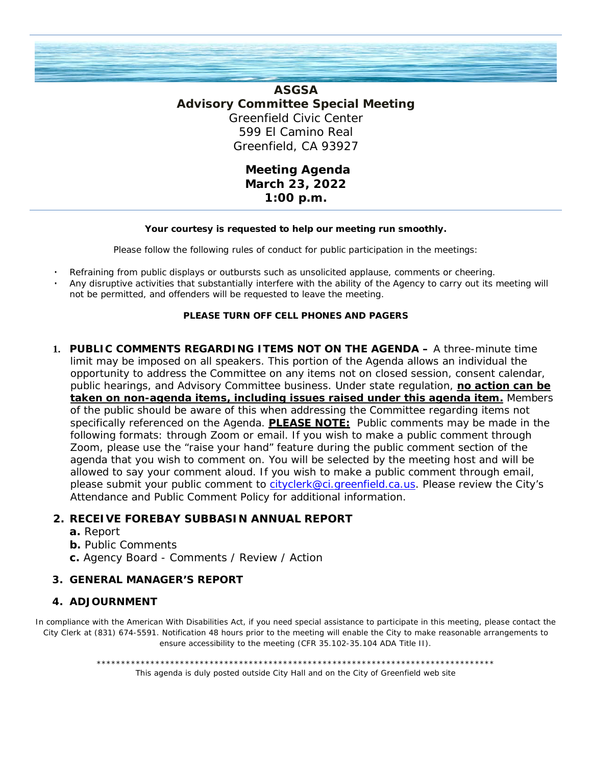# ASGSA
## Advisory Committee Special Meeting

Greenfield Civic Center
599 El Camino Real
Greenfield, CA 93927

**Meeting Agenda**
**March 23, 2022**
**1:00 p.m.**

---

**Your courtesy is requested to help our meeting run smoothly.**

Please follow the following rules of conduct for public participation in the meetings:

- Refraining from public displays or outbursts such as unsolicited applause, comments or cheering.
- Any disruptive activities that substantially interfere with the ability of the Agency to carry out its meeting will not be permitted, and offenders will be requested to leave the meeting.

**PLEASE TURN OFF CELL PHONES AND PAGERS**

1. **PUBLIC COMMENTS REGARDING ITEMS NOT ON THE AGENDA –** A three-minute time limit may be imposed on all speakers. This portion of the Agenda allows an individual the opportunity to address the Committee on any items not on closed session, consent calendar, public hearings, and Advisory Committee business. Under state regulation, **no action can be taken on non-agenda items, including issues raised under this agenda item.** Members of the public should be aware of this when addressing the Committee regarding items not specifically referenced on the Agenda. **PLEASE NOTE:** Public comments may be made in the following formats: through Zoom or email. If you wish to make a public comment through Zoom, please use the "raise your hand" feature during the public comment section of the agenda that you wish to comment on. You will be selected by the meeting host and will be allowed to say your comment aloud. If you wish to make a public comment through email, please submit your public comment to cityclerk@ci.greenfield.ca.us. Please review the City's Attendance and Public Comment Policy for additional information.

2. **RECEIVE FOREBAY SUBBASIN ANNUAL REPORT**
   - **a.** Report
   - **b.** Public Comments
   - **c.** Agency Board - Comments / Review / Action

3. **GENERAL MANAGER'S REPORT**

4. **ADJOURNMENT**

*In compliance with the American With Disabilities Act, if you need special assistance to participate in this meeting, please contact the City Clerk at (831) 674-5591. Notification 48 hours prior to the meeting will enable the City to make reasonable arrangements to ensure accessibility to the meeting (CFR 35.102-35.104 ADA Title II).*

********************************************************************************

This agenda is duly posted outside City Hall and on the City of Greenfield web site